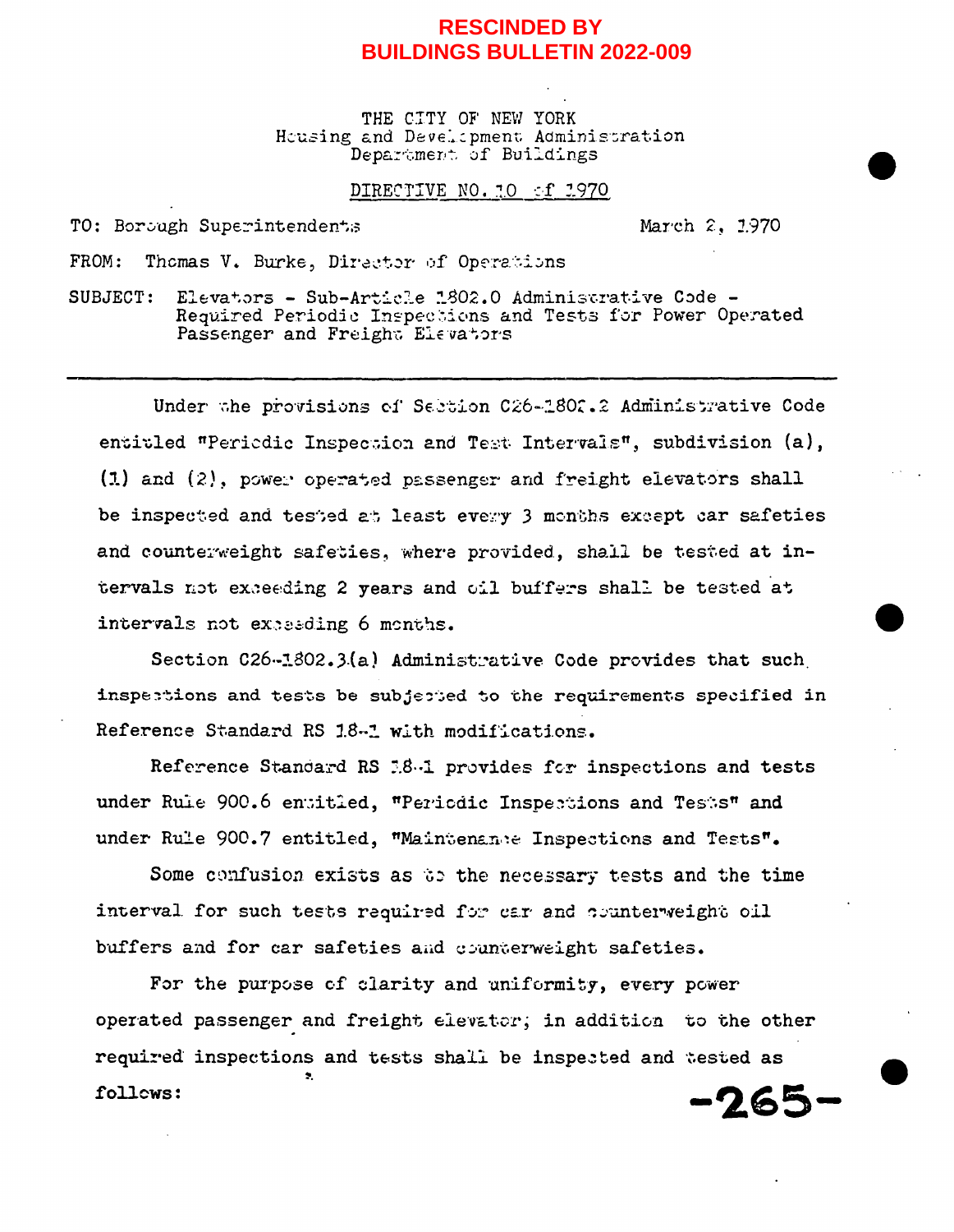**RESCINDED BY BUILDINGS BULLETIN 2022-009**

THE CITY OF NEW YORK
Housing and Development Administration
Department of Buildings

DIRECTIVE NO. 10 of 1970

TO: Borough Superintendents

March 2, 1970

FROM: Thomas V. Burke, Director of Operations

SUBJECT: Elevators - Sub-Article 1802.0 Administrative Code - Required Periodic Inspections and Tests for Power Operated Passenger and Freight Elevators

---

Under the provisions of Section C26-1802.2 Administrative Code entitled "Periodic Inspection and Test Intervals", subdivision (a), (1) and (2), power operated passenger and freight elevators shall be inspected and tested at least every 3 months except car safeties and counterweight safeties, where provided, shall be tested at intervals not exceeding 2 years and oil buffers shall be tested at intervals not exceeding 6 months.

Section C26-1802.3(a) Administrative Code provides that such inspections and tests be subjected to the requirements specified in Reference Standard RS 18-1 with modifications.

Reference Standard RS 18-1 provides for inspections and tests under Rule 900.6 entitled, "Periodic Inspections and Tests" and under Rule 900.7 entitled, "Maintenance Inspections and Tests".

Some confusion exists as to the necessary tests and the time interval for such tests required for car and counterweight oil buffers and for car safeties and counterweight safeties.

For the purpose of clarity and uniformity, every power operated passenger and freight elevator, in addition to the other required inspections and tests shall be inspected and tested as follows: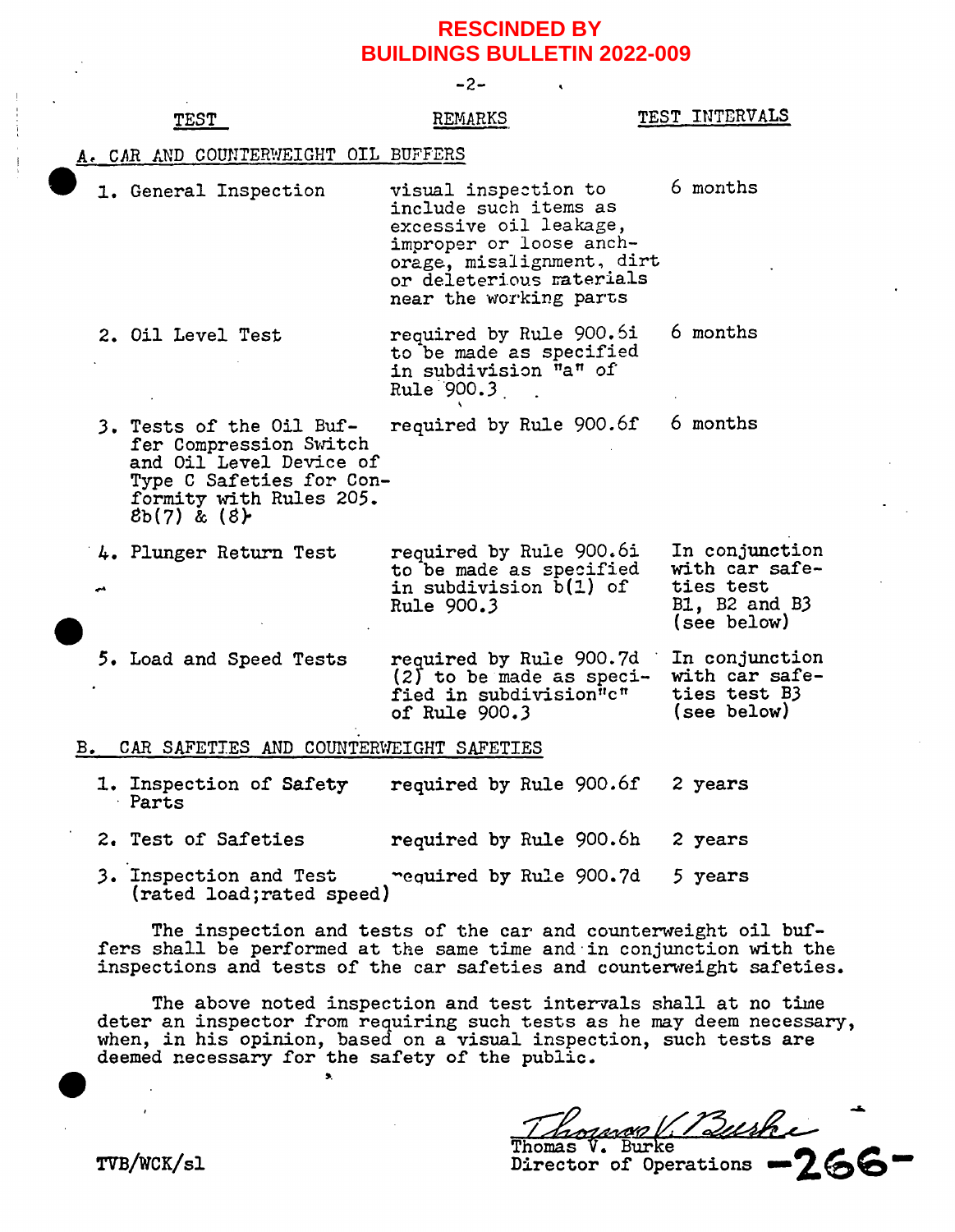**RESCINDED BY BUILDINGS BULLETIN 2022-009**

| TEST | REMARKS | TEST INTERVALS |
|---|---|---|
| **A. CAR AND COUNTERWEIGHT OIL BUFFERS** | | |
| 1. General Inspection | visual inspection to include such items as excessive oil leakage, improper or loose anchorage, misalignment, dirt or deleterious materials near the working parts | 6 months |
| 2. Oil Level Test | required by Rule 900.6i to be made as specified in subdivision "a" of Rule 900.3 | 6 months |
| 3. Tests of the Oil Buffer Compression Switch and Oil Level Device of Type C Safeties for Conformity with Rules 205.8b(7) & (8) | required by Rule 900.6f | 6 months |
| 4. Plunger Return Test | required by Rule 900.6i to be made as specified in subdivision b(1) of Rule 900.3 | In conjunction with car safeties test B1, B2 and B3 (see below) |
| 5. Load and Speed Tests | required by Rule 900.7d (2) to be made as specified in subdivision "c" of Rule 900.3 | In conjunction with car safeties test B3 (see below) |
| **B. CAR SAFETIES AND COUNTERWEIGHT SAFETIES** | | |
| 1. Inspection of Safety Parts | required by Rule 900.6f | 2 years |
| 2. Test of Safeties | required by Rule 900.6h | 2 years |
| 3. Inspection and Test (rated load;rated speed) | required by Rule 900.7d | 5 years |

The inspection and tests of the car and counterweight oil buffers shall be performed at the same time and in conjunction with the inspections and tests of the car safeties and counterweight safeties.

The above noted inspection and test intervals shall at no time deter an inspector from requiring such tests as he may deem necessary, when, in his opinion, based on a visual inspection, such tests are deemed necessary for the safety of the public.

Thomas V. Burke
Director of Operations

TVB/WCK/sl